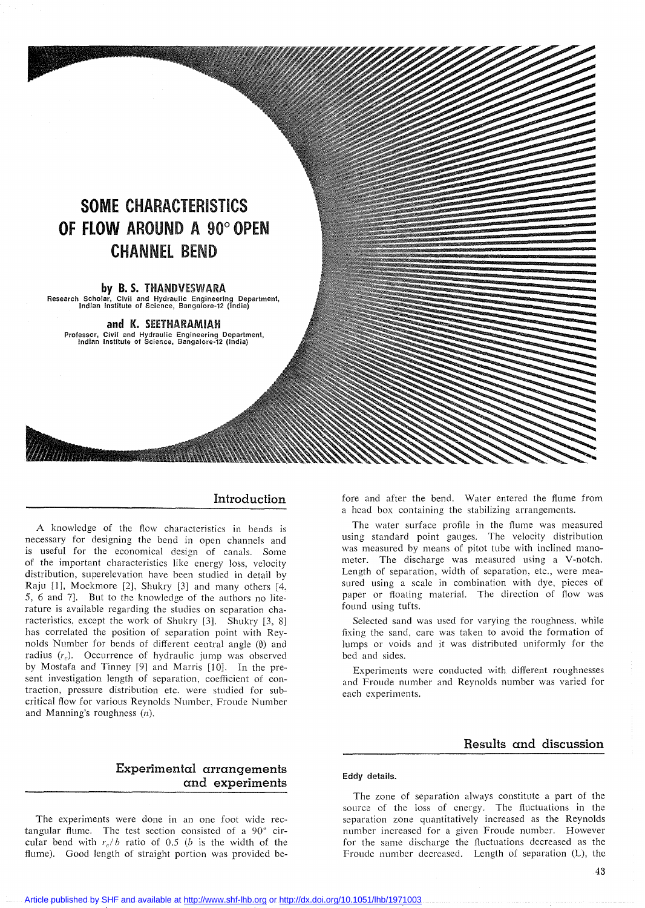# SOME CHARACTERISTICS OF FLOW AROUND A 90° OPEN CHANNEL BEND

**by B. S. THANDVESWARA**
Research Scholar, Civil and Hydraulic Engineering Department, Indian Institute of Science, Bangalore-12 (India)

**and K. SEETHARAMIAH**
Professor, Civil and Hydraulic Engineering Department, Indian Institute of Science, Bangalore-12 (India)

## Introduction

A knowledge of the flow characteristics in bends is necessary for designing the bend in open channels and is useful for the economical design of canals. Some of the important characteristics like energy loss, velocity distribution, superelevation have been studied in detail by Raju [1], Mockmore [2], Shukry [3] and many others [4, 5, 6 and 7]. But to the knowledge of the authors no literature is available regarding the studies on separation characteristics, except the work of Shukry [3]. Shukry [3, 8] has correlated the position of separation point with Reynolds Number for bends of different central angle ($\theta$) and radius ($r_c$). Occurrence of hydraulic jump was observed by Mostafa and Tinney [9] and Marris [10]. In the present investigation length of separation, coefficient of contraction, pressure distribution etc. were studied for subcritical flow for various Reynolds Number, Froude Number and Manning's roughness ($n$).

## Experimental arrangements and experiments

The experiments were done in an one foot wide rectangular flume. The test section consisted of a 90° circular bend with $r_c/b$ ratio of 0.5 ($b$ is the width of the flume). Good length of straight portion was provided before and after the bend. Water entered the flume from a head box containing the stabilizing arrangements.

The water surface profile in the flume was measured using standard point gauges. The velocity distribution was measured by means of pitot tube with inclined manometer. The discharge was measured using a V-notch. Length of separation, width of separation, etc., were measured using a scale in combination with dye, pieces of paper or floating material. The direction of flow was found using tufts.

Selected sand was used for varying the roughness, while fixing the sand, care was taken to avoid the formation of lumps or voids and it was distributed uniformly for the bed and sides.

Experiments were conducted with different roughnesses and Froude number and Reynolds number was varied for each experiments.

## Results and discussion

### Eddy details.

The zone of separation always constitute a part of the source of the loss of energy. The fluctuations in the separation zone quantitatively increased as the Reynolds number increased for a given Froude number. However for the same discharge the fluctuations decreased as the Froude number decreased. Length of separation (L), the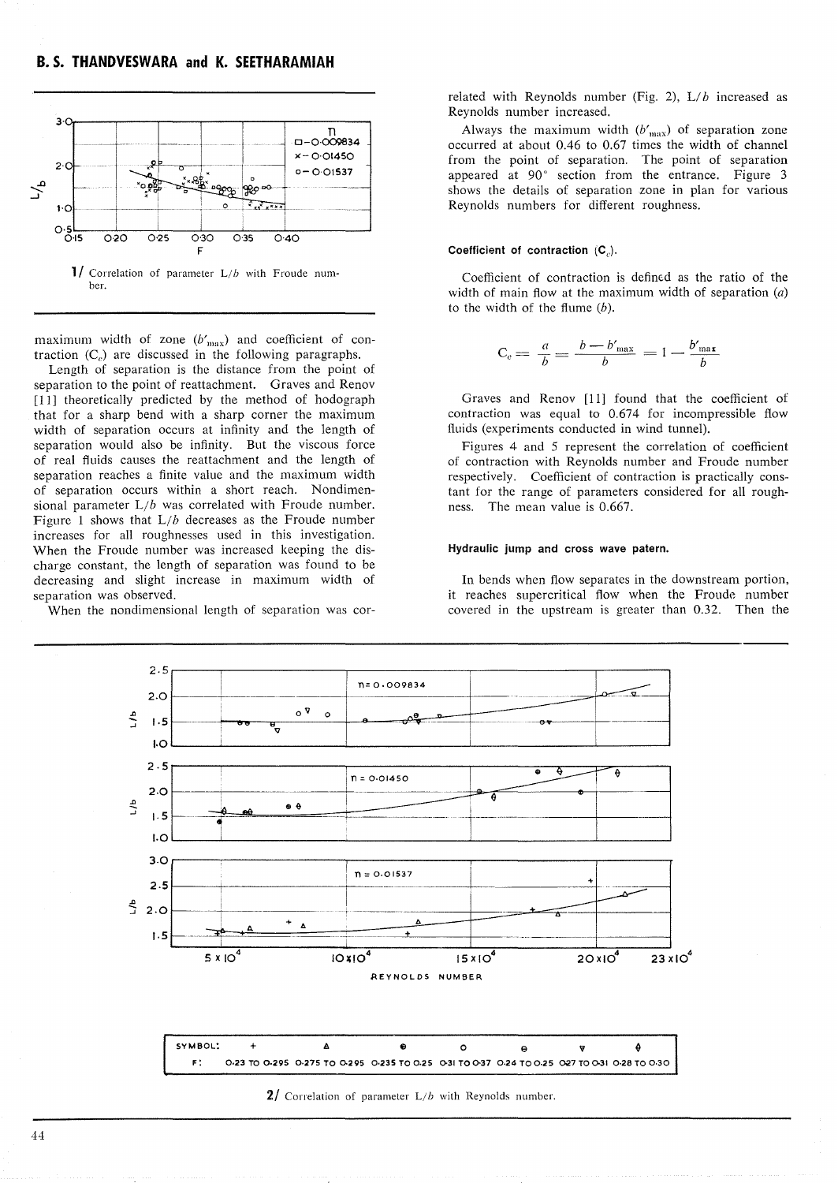1/ Correlation of parameter $L/b$ with Froude number.

maximum width of zone ($b'_{max}$) and coefficient of contraction ($C_c$) are discussed in the following paragraphs.

Length of separation is the distance from the point of separation to the point of reattachment. Graves and Renov [11] theoretically predicted by the method of hodograph that for a sharp bend with a sharp corner the maximum width of separation occurs at infinity and the length of separation would also be infinity. But the viscous force of real fluids causes the reattachment and the length of separation reaches a finite value and the maximum width of separation occurs within a short reach. Nondimensional parameter $L/b$ was correlated with Froude number. Figure 1 shows that $L/b$ decreases as the Froude number increases for all roughnesses used in this investigation. When the Froude number was increased keeping the discharge constant, the length of separation was found to be decreasing and slight increase in maximum width of separation was observed.

When the nondimensional length of separation was correlated with Reynolds number (Fig. 2), $L/b$ increased as Reynolds number increased.

Always the maximum width ($b'_{max}$) of separation zone occurred at about 0.46 to 0.67 times the width of channel from the point of separation. The point of separation appeared at 90° section from the entrance. Figure 3 shows the details of separation zone in plan for various Reynolds numbers for different roughness.

#### Coefficient of contraction ($C_c$).

Coefficient of contraction is defined as the ratio of the width of main flow at the maximum width of separation ($a$) to the width of the flume ($b$).

$$C_c = \frac{a}{b} = \frac{b - b'_{max}}{b} = 1 - \frac{b'_{max}}{b}$$

Graves and Renov [11] found that the coefficient of contraction was equal to 0.674 for incompressible flow fluids (experiments conducted in wind tunnel).

Figures 4 and 5 represent the correlation of coefficient of contraction with Reynolds number and Froude number respectively. Coefficient of contraction is practically constant for the range of parameters considered for all roughness. The mean value is 0.667.

#### Hydraulic jump and cross wave patern.

In bends when flow separates in the downstream portion, it reaches supercritical flow when the Froude number covered in the upstream is greater than 0.32. Then the

2/ Correlation of parameter $L/b$ with Reynolds number.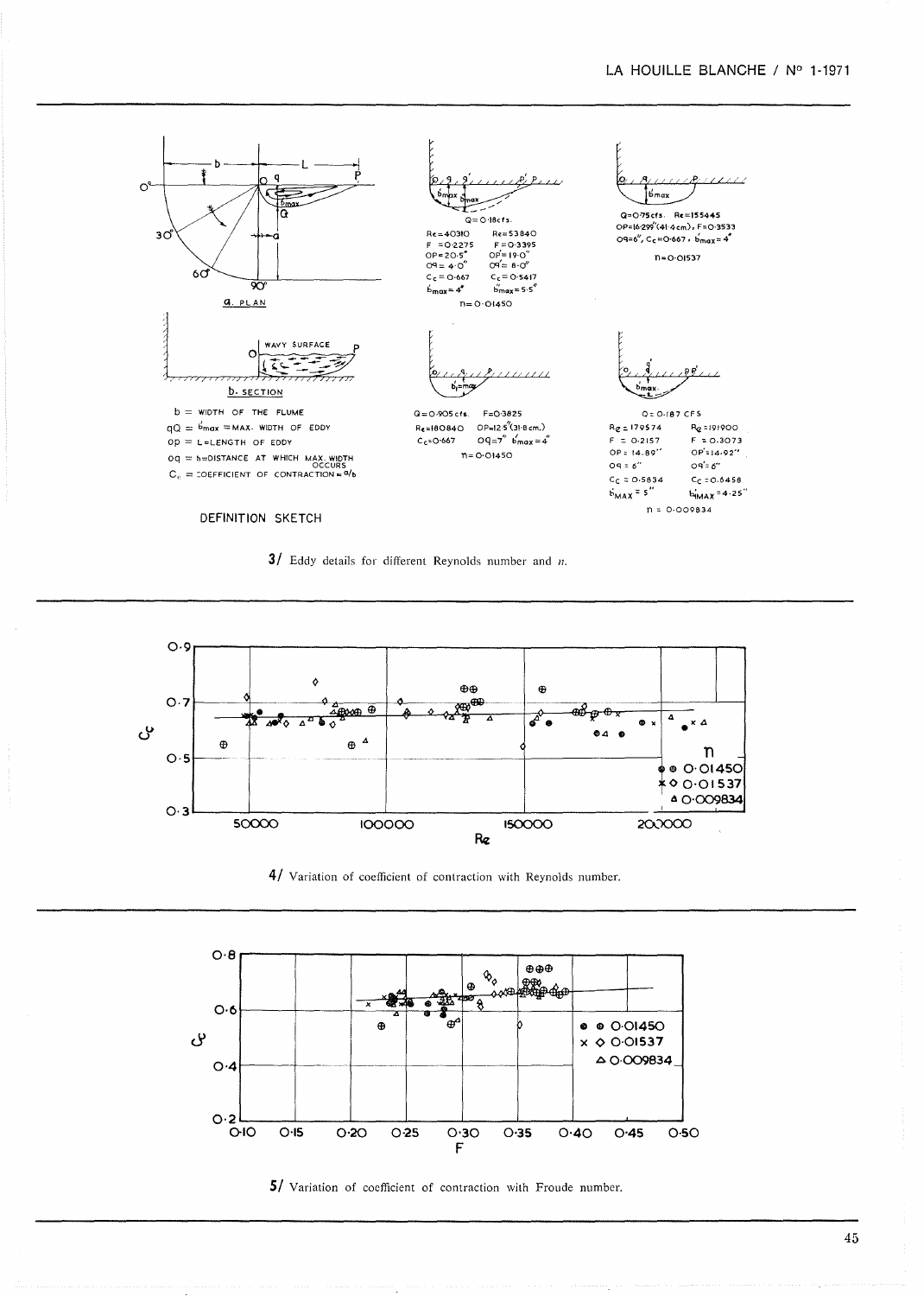**a. PLAN**

**b. SECTION**

b = WIDTH OF THE FLUME

qQ = $b'_{max}$ = MAX. WIDTH OF EDDY

op = L = LENGTH OF EDDY

oq = h = DISTANCE AT WHICH MAX. WIDTH OCCURS

$C_c$ = COEFFICIENT OF CONTRACTION = a/b

DEFINITION SKETCH

Q = 0·18 cfs.

| | |
|---|---|
| Re = 40310 | Re = 53840 |
| F = 0·2275 | F = 0·3395 |
| OP = 20·5″ | OP′ = 19·0″ |
| Oq = 4·0″ | Oq′ = 8·0″ |
| $C_c$ = 0·667 | $C_c$ = 0·5417 |
| $b'_{max}$ = 4″ | $b''_{max}$ = 5·5″ |

n = 0·01450

Q = 0·75 cfs. Re = 155445
OP = 16·299″ (41·4 cm), F = 0·3533
Oq = 6″, $C_c$ = 0·667, $b'_{max}$ = 4″

n = 0·01537

Q = 0·905 cfs. F = 0·3825
Re = 180840 OP = 12·5″ (31·8 cm.)
$C_c$ = 0·667 Oq = 7″ $b'_{max}$ = 4″

n = 0·01450

Q = 0·187 CFS

| | |
|---|---|
| Re = 179574 | Re = 191900 |
| F = 0·2157 | F = 0·3073 |
| OP = 14·89″ | OP′ = 14·92″ |
| Oq = 6″ | Oq′ = 6″ |
| $C_c$ = 0·5834 | $C_c$ = 0·6458 |
| $b'_{MAX}$ = 5″ | $b'_{MAX}$ = 4·25″ |

n = 0·009834

**3/** Eddy details for different Reynolds number and *n*.

**4/** Variation of coefficient of contraction with Reynolds number.

**5/** Variation of coefficient of contraction with Froude number.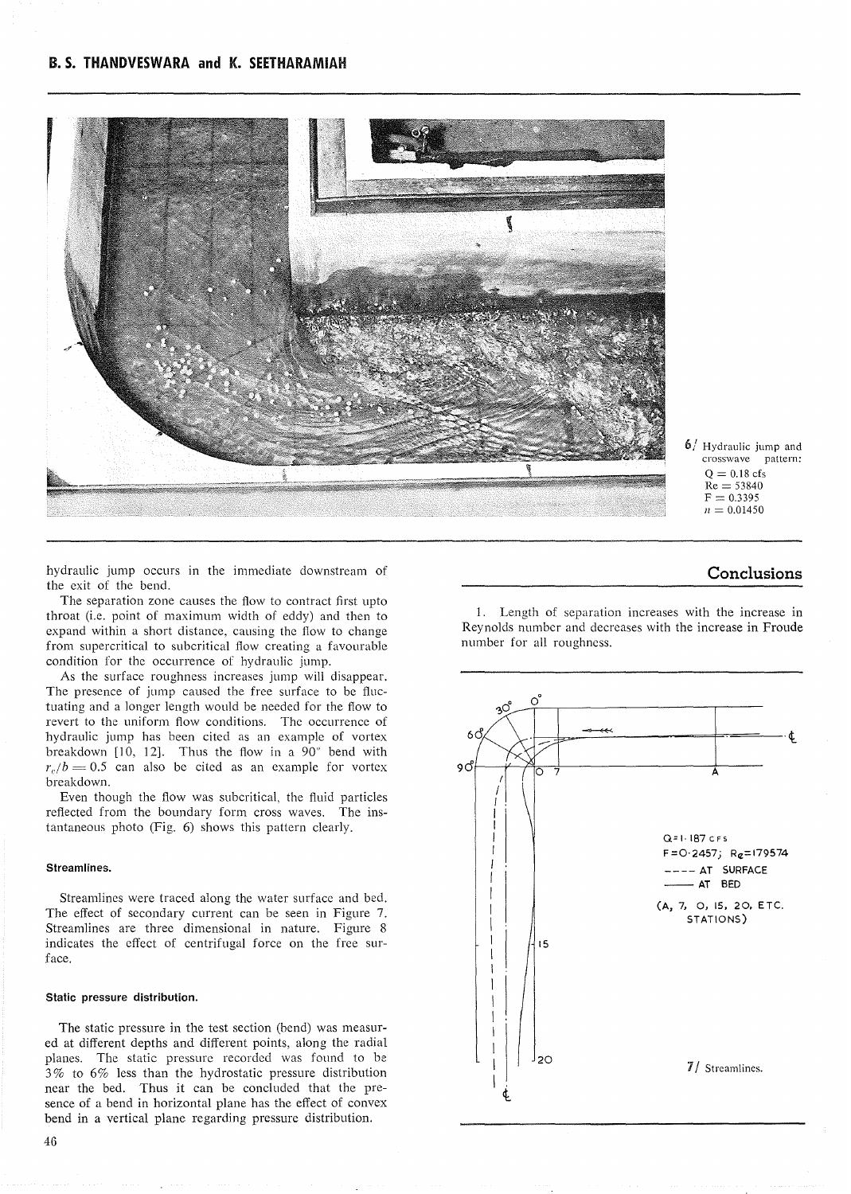6/ Hydraulic jump and crosswave pattern:
Q = 0.18 cfs
Re = 53840
F = 0.3395
$n$ = 0.01450

hydraulic jump occurs in the immediate downstream of the exit of the bend.

The separation zone causes the flow to contract first upto throat (i.e. point of maximum width of eddy) and then to expand within a short distance, causing the flow to change from supercritical to subcritical flow creating a favourable condition for the occurrence of hydraulic jump.

As the surface roughness increases jump will disappear. The presence of jump caused the free surface to be fluctuating and a longer length would be needed for the flow to revert to the uniform flow conditions. The occurrence of hydraulic jump has been cited as an example of vortex breakdown [10, 12]. Thus the flow in a 90° bend with $r_c/b = 0.5$ can also be cited as an example for vortex breakdown.

Even though the flow was subcritical, the fluid particles reflected from the boundary form cross waves. The instantaneous photo (Fig. 6) shows this pattern clearly.

#### Streamlines.

Streamlines were traced along the water surface and bed. The effect of secondary current can be seen in Figure 7. Streamlines are three dimensional in nature. Figure 8 indicates the effect of centrifugal force on the free surface.

#### Static pressure distribution.

The static pressure in the test section (bend) was measured at different depths and different points, along the radial planes. The static pressure recorded was found to be 3% to 6% less than the hydrostatic pressure distribution near the bed. Thus it can be concluded that the presence of a bend in horizontal plane has the effect of convex bend in a vertical plane regarding pressure distribution.

## Conclusions

1. Length of separation increases with the increase in Reynolds number and decreases with the increase in Froude number for all roughness.

Q=1·187 CFS
F=0·2457; $R_e$=179574
---- AT SURFACE
—— AT BED
(A, 7, O, 15, 20, ETC. STATIONS)

7/ Streamlines.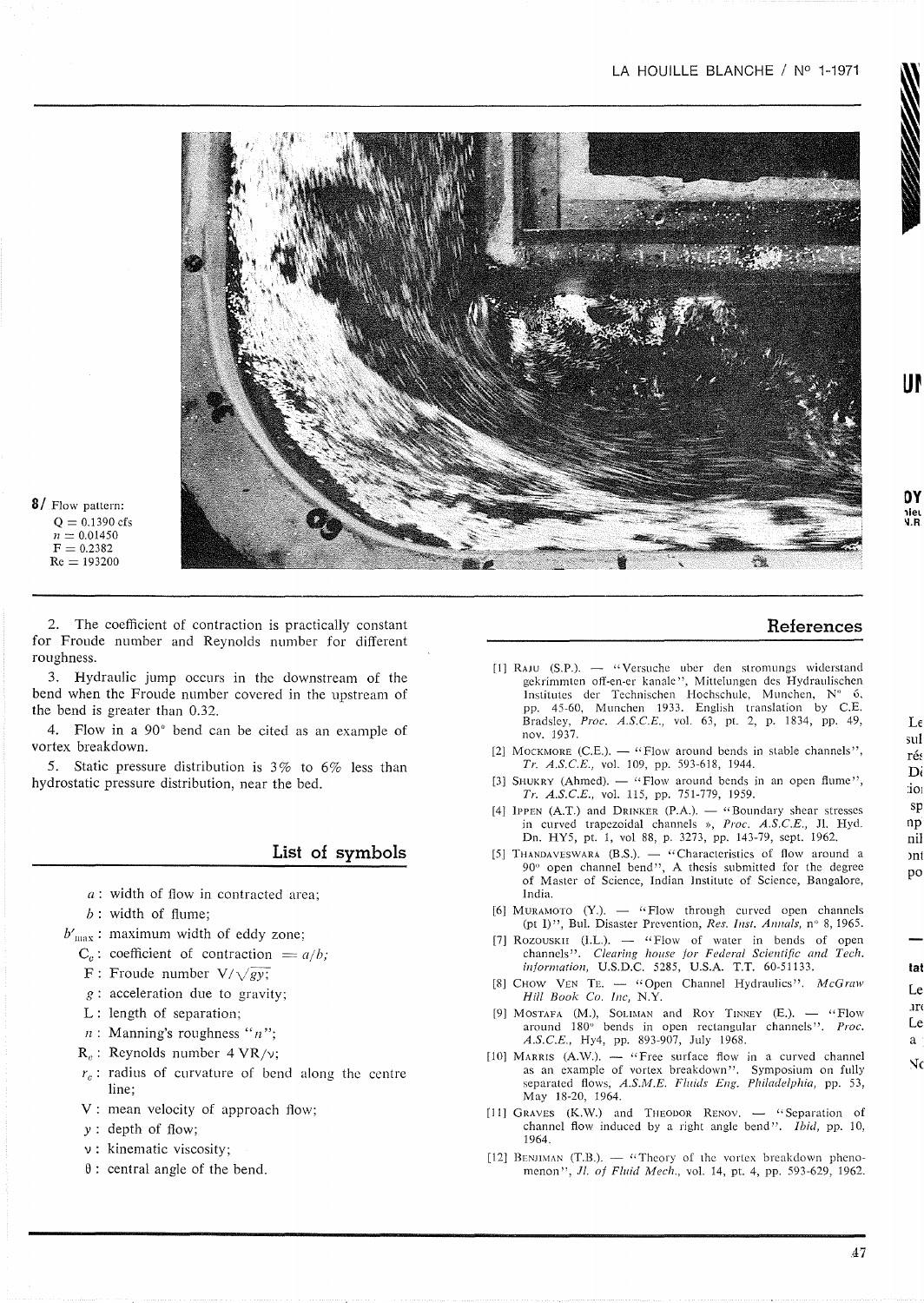8/ Flow pattern:
$Q = 0.1390$ cfs
$n = 0.01450$
$F = 0.2382$
$Re = 193200$

2. The coefficient of contraction is practically constant for Froude number and Reynolds number for different roughness.

3. Hydraulic jump occurs in the downstream of the bend when the Froude number covered in the upstream of the bend is greater than 0.32.

4. Flow in a 90° bend can be cited as an example of vortex breakdown.

5. Static pressure distribution is 3% to 6% less than hydrostatic pressure distribution, near the bed.

## List of symbols

- $a$ : width of flow in contracted area;
- $b$ : width of flume;
- $b'_{\max}$ : maximum width of eddy zone;
- $C_c$ : coefficient of contraction $= a/b$;
- $F$ : Froude number $V/\sqrt{gy}$;
- $g$ : acceleration due to gravity;
- $L$ : length of separation;
- $n$ : Manning's roughness "$n$";
- $R_e$ : Reynolds number $4\,VR/\nu$;
- $r_c$ : radius of curvature of bend along the centre line;
- $V$ : mean velocity of approach flow;
- $y$ : depth of flow;
- $\nu$ : kinematic viscosity;
- $\theta$ : central angle of the bend.

## References

[1] RAJU (S.P.). — "Versuche uber den stromungs widerstand gekrimmten off-en-er kanale", Mittelungen des Hydraulischen Institutes der Technischen Hochschule, Munchen, N° 6, pp. 45-60, Munchen 1933. English translation by C.E. Bradsley, *Proc. A.S.C.E.*, vol. 63, pt. 2, p. 1834, pp. 49, nov. 1937.

[2] MOCKMORE (C.E.). — "Flow around bends in stable channels", *Tr. A.S.C.E.*, vol. 109, pp. 593-618, 1944.

[3] SHUKRY (Ahmed). — "Flow around bends in an open flume", *Tr. A.S.C.E.*, vol. 115, pp. 751-779, 1959.

[4] IPPEN (A.T.) and DRINKER (P.A.). — "Boundary shear stresses in curved trapezoidal channels », *Proc. A.S.C.E.*, Jl. Hyd. Dn. HY5, pt. 1, vol 88, p. 3273, pp. 143-79, sept. 1962.

[5] THANDAVESWARA (B.S.). — "Characteristics of flow around a 90° open channel bend", A thesis submitted for the degree of Master of Science, Indian Institute of Science, Bangalore, India.

[6] MURAMOTO (Y.). — "Flow through curved open channels (pt I)", Bul. Disaster Prevention, *Res. Inst. Annals*, n° 8, 1965.

[7] ROZOUSKII (I.L.). — "Flow of water in bends of open channels". *Clearing house for Federal Scientific and Tech. information*, U.S.D.C. 5285, U.S.A. T.T. 60-51133.

[8] CHOW VEN TE. — "Open Channel Hydraulics". *McGraw Hill Book Co. Inc*, N.Y.

[9] MOSTAFA (M.), SOLIMAN and ROY TINNEY (E.). — "Flow around 180° bends in open rectangular channels". *Proc. A.S.C.E.*, Hy4, pp. 893-907, July 1968.

[10] MARRIS (A.W.). — "Free surface flow in a curved channel as an example of vortex breakdown". Symposium on fully separated flows, *A.S.M.E. Fluids Eng. Philadelphia*, pp. 53, May 18-20, 1964.

[11] GRAVES (K.W.) and THEODOR RENOV. — "Separation of channel flow induced by a right angle bend". *Ibid*, pp. 10, 1964.

[12] BENJIMAN (T.B.). — "Theory of the vortex breakdown phenomenon", *Jl. of Fluid Mech.*, vol. 14, pt. 4, pp. 593-629, 1962.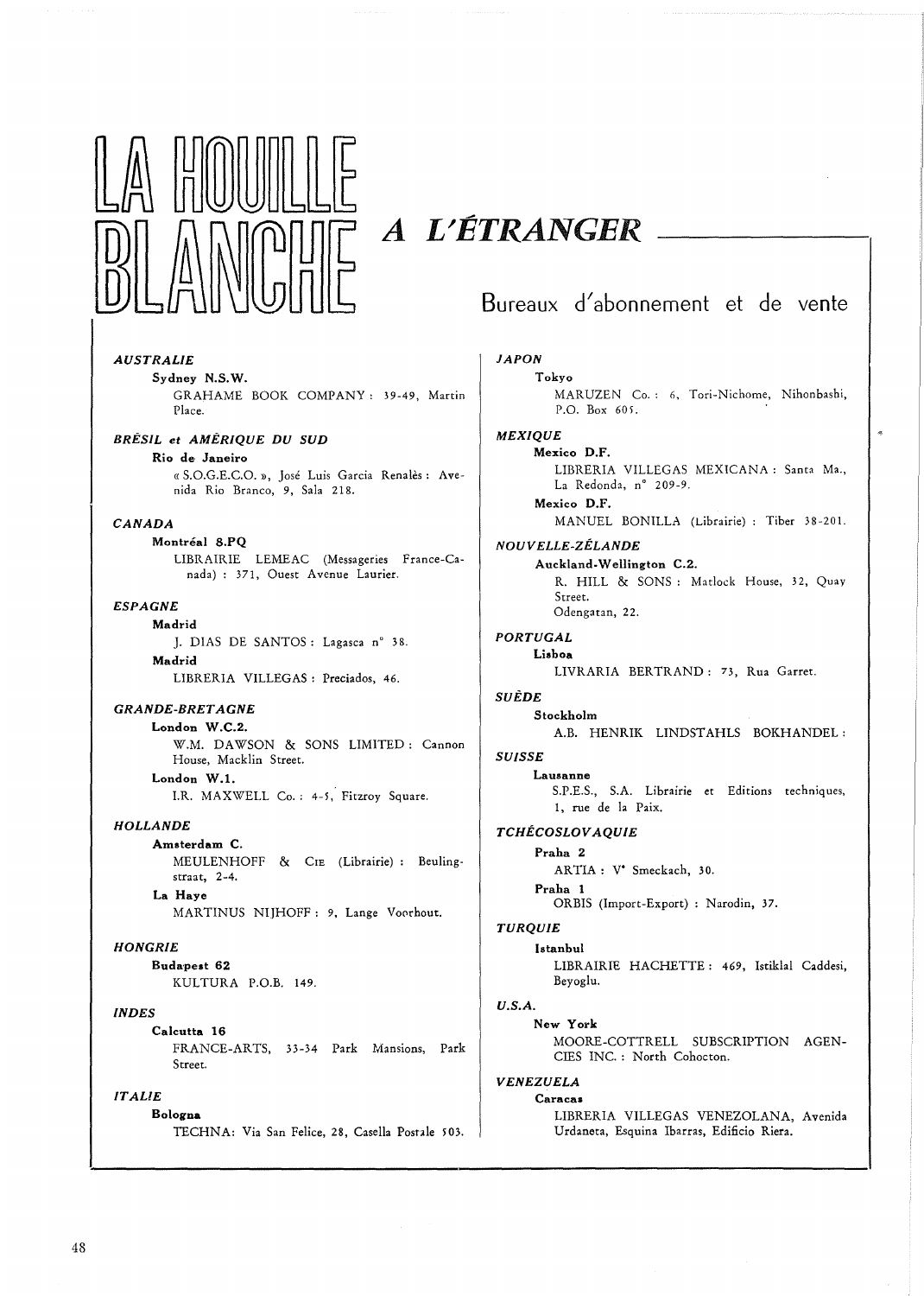# LA HOUILLE BLANCHE *A L'ÉTRANGER*

## Bureaux d'abonnement et de vente

### *AUSTRALIE*

**Sydney N.S.W.**

GRAHAME BOOK COMPANY : 39-49, Martin Place.

### *BRÉSIL et AMÉRIQUE DU SUD*

**Rio de Janeiro**

« S.O.G.E.C.O. », José Luis Garcia Renalès : Avenida Rio Branco, 9, Sala 218.

### *CANADA*

**Montréal 8.PQ**

LIBRAIRIE LEMEAC (Messageries France-Canada) : 371, Ouest Avenue Laurier.

### *ESPAGNE*

**Madrid**

J. DIAS DE SANTOS : Lagasca n° 38.

**Madrid**

LIBRERIA VILLEGAS : Preciados, 46.

### *GRANDE-BRETAGNE*

**London W.C.2.**

W.M. DAWSON & SONS LIMITED : Cannon House, Macklin Street.

**London W.1.**

I.R. MAXWELL Co. : 4-5, Fitzroy Square.

### *HOLLANDE*

**Amsterdam C.**

MEULENHOFF & Cie (Librairie) : Beulingstraat, 2-4.

**La Haye**

MARTINUS NIJHOFF : 9, Lange Voorhout.

### *HONGRIE*

**Budapest 62**

KULTURA P.O.B. 149.

### *INDES*

**Calcutta 16**

FRANCE-ARTS, 33-34 Park Mansions, Park Street.

### *ITALIE*

**Bologna**

TECHNA: Via San Felice, 28, Casella Postale 503.

### *JAPON*

**Tokyo**

MARUZEN Co. : 6, Tori-Nichome, Nihonbashi, P.O. Box 605.

### *MEXIQUE*

**Mexico D.F.**

LIBRERIA VILLEGAS MEXICANA : Santa Ma., La Redonda, n° 209-9.

**Mexico D.F.**

MANUEL BONILLA (Librairie) : Tiber 38-201.

### *NOUVELLE-ZÉLANDE*

**Auckland-Wellington C.2.**

R. HILL & SONS : Matlock House, 32, Quay Street.
Odengatan, 22.

### *PORTUGAL*

**Lisboa**

LIVRARIA BERTRAND : 73, Rua Garret.

### *SUÈDE*

**Stockholm**

A.B. HENRIK LINDSTAHLS BOKHANDEL :

### *SUISSE*

**Lausanne**

S.P.E.S., S.A. Librairie et Editions techniques, 1, rue de la Paix.

### *TCHÉCOSLOVAQUIE*

**Praha 2**

ARTIA : V° Smeckach, 30.

**Praha 1**

ORBIS (Import-Export) : Narodin, 37.

### *TURQUIE*

**Istanbul**

LIBRAIRIE HACHETTE : 469, Istiklal Caddesi, Beyoglu.

### *U.S.A.*

**New York**

MOORE-COTTRELL SUBSCRIPTION AGENCIES INC. : North Cohocton.

### *VENEZUELA*

**Caracas**

LIBRERIA VILLEGAS VENEZOLANA, Avenida Urdaneta, Esquina Ibarras, Edificio Riera.